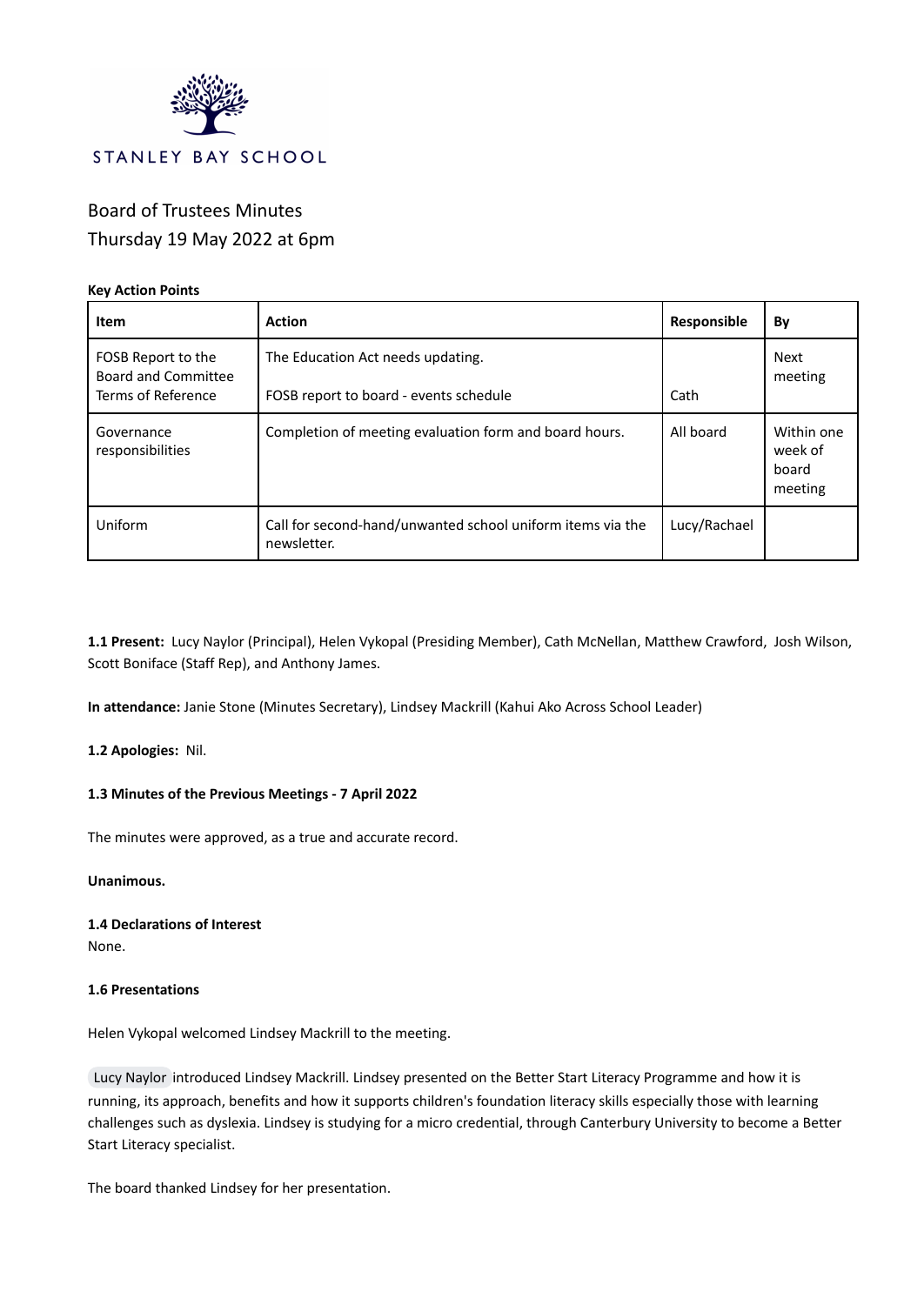STANLEY BAY SCHOOL

# Board of Trustees Minutes
## Thursday 19 May 2022 at 6pm

**Key Action Points**

| Item | Action | Responsible | By |
|---|---|---|---|
| FOSB Report to the Board and Committee Terms of Reference | The Education Act needs updating.<br><br>FOSB report to board - events schedule | <br><br>Cath | Next meeting |
| Governance responsibilities | Completion of meeting evaluation form and board hours. | All board | Within one week of board meeting |
| Uniform | Call for second-hand/unwanted school uniform items via the newsletter. | Lucy/Rachael | |

**1.1 Present:** Lucy Naylor (Principal), Helen Vykopal (Presiding Member), Cath McNellan, Matthew Crawford, Josh Wilson, Scott Boniface (Staff Rep), and Anthony James.

**In attendance:** Janie Stone (Minutes Secretary), Lindsey Mackrill (Kahui Ako Across School Leader)

**1.2 Apologies:** Nil.

**1.3 Minutes of the Previous Meetings - 7 April 2022**

The minutes were approved, as a true and accurate record.

**Unanimous.**

**1.4 Declarations of Interest**
None.

**1.6 Presentations**

Helen Vykopal welcomed Lindsey Mackrill to the meeting.

Lucy Naylor introduced Lindsey Mackrill. Lindsey presented on the Better Start Literacy Programme and how it is running, its approach, benefits and how it supports children's foundation literacy skills especially those with learning challenges such as dyslexia. Lindsey is studying for a micro credential, through Canterbury University to become a Better Start Literacy specialist.

The board thanked Lindsey for her presentation.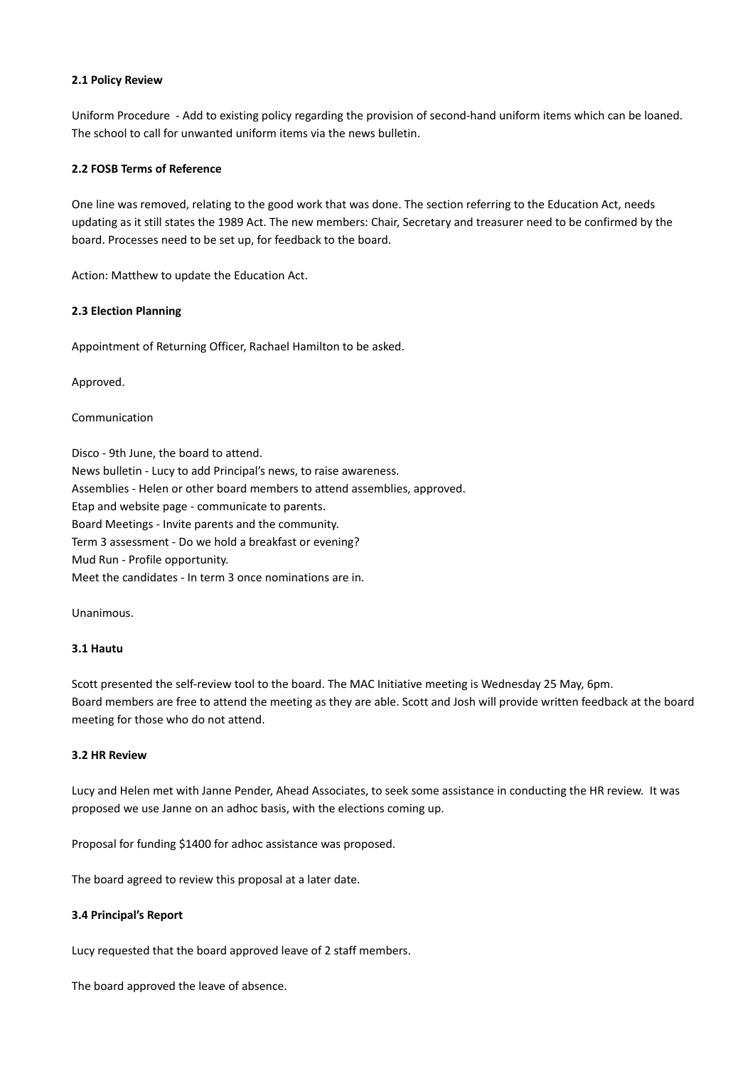**2.1 Policy Review**

Uniform Procedure - Add to existing policy regarding the provision of second-hand uniform items which can be loaned. The school to call for unwanted uniform items via the news bulletin.

**2.2 FOSB Terms of Reference**

One line was removed, relating to the good work that was done. The section referring to the Education Act, needs updating as it still states the 1989 Act. The new members: Chair, Secretary and treasurer need to be confirmed by the board. Processes need to be set up, for feedback to the board.

Action: Matthew to update the Education Act.

**2.3 Election Planning**

Appointment of Returning Officer, Rachael Hamilton to be asked.

Approved.

Communication

Disco - 9th June, the board to attend.
News bulletin - Lucy to add Principal's news, to raise awareness.
Assemblies - Helen or other board members to attend assemblies, approved.
Etap and website page - communicate to parents.
Board Meetings - Invite parents and the community.
Term 3 assessment - Do we hold a breakfast or evening?
Mud Run - Profile opportunity.
Meet the candidates - In term 3 once nominations are in.

Unanimous.

**3.1 Hautu**

Scott presented the self-review tool to the board. The MAC Initiative meeting is Wednesday 25 May, 6pm.
Board members are free to attend the meeting as they are able. Scott and Josh will provide written feedback at the board meeting for those who do not attend.

**3.2 HR Review**

Lucy and Helen met with Janne Pender, Ahead Associates, to seek some assistance in conducting the HR review. It was proposed we use Janne on an adhoc basis, with the elections coming up.

Proposal for funding $1400 for adhoc assistance was proposed.

The board agreed to review this proposal at a later date.

**3.4 Principal's Report**

Lucy requested that the board approved leave of 2 staff members.

The board approved the leave of absence.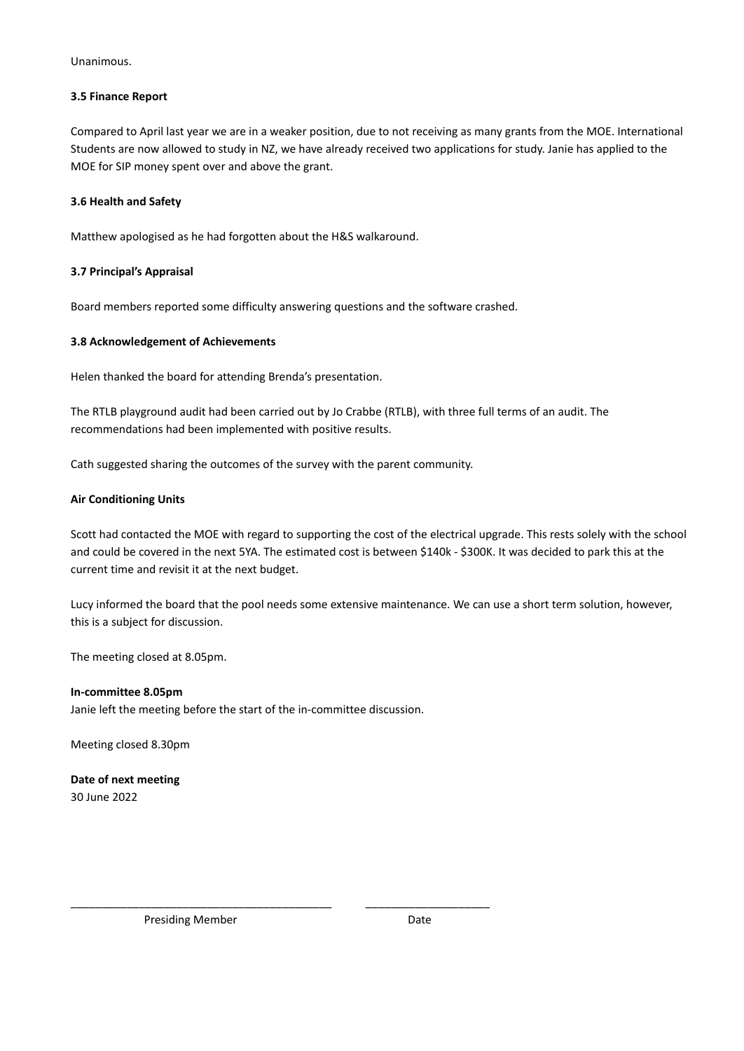Unanimous.

**3.5 Finance Report**

Compared to April last year we are in a weaker position, due to not receiving as many grants from the MOE. International Students are now allowed to study in NZ, we have already received two applications for study. Janie has applied to the MOE for SIP money spent over and above the grant.

**3.6 Health and Safety**

Matthew apologised as he had forgotten about the H&S walkaround.

**3.7 Principal's Appraisal**

Board members reported some difficulty answering questions and the software crashed.

**3.8 Acknowledgement of Achievements**

Helen thanked the board for attending Brenda's presentation.

The RTLB playground audit had been carried out by Jo Crabbe (RTLB), with three full terms of an audit. The recommendations had been implemented with positive results.

Cath suggested sharing the outcomes of the survey with the parent community.

**Air Conditioning Units**

Scott had contacted the MOE with regard to supporting the cost of the electrical upgrade. This rests solely with the school and could be covered in the next 5YA. The estimated cost is between $140k - $300K. It was decided to park this at the current time and revisit it at the next budget.

Lucy informed the board that the pool needs some extensive maintenance. We can use a short term solution, however, this is a subject for discussion.

The meeting closed at 8.05pm.

**In-committee 8.05pm**
Janie left the meeting before the start of the in-committee discussion.

Meeting closed 8.30pm

**Date of next meeting**
30 June 2022

\_\_\_\_\_\_\_\_\_\_\_\_\_\_\_\_\_\_\_\_\_\_\_\_\_\_\_\_\_\_\_\_\_\_\_\_\_\_\_\_ \_\_\_\_\_\_\_\_\_\_\_\_\_\_\_\_\_\_\_\_

Presiding Member Date